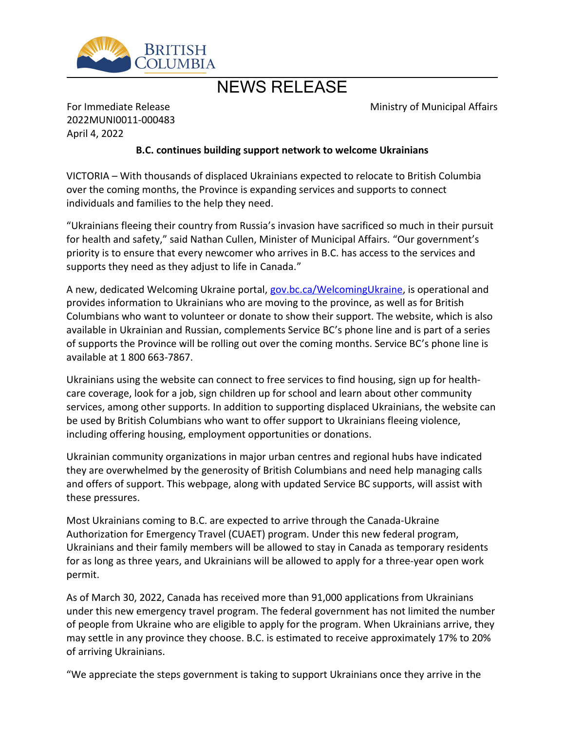# NEWS RELEASE

For Immediate Release
2022MUNI0011-000483
April 4, 2022

Ministry of Municipal Affairs

**B.C. continues building support network to welcome Ukrainians**

VICTORIA – With thousands of displaced Ukrainians expected to relocate to British Columbia over the coming months, the Province is expanding services and supports to connect individuals and families to the help they need.

"Ukrainians fleeing their country from Russia's invasion have sacrificed so much in their pursuit for health and safety," said Nathan Cullen, Minister of Municipal Affairs. "Our government's priority is to ensure that every newcomer who arrives in B.C. has access to the services and supports they need as they adjust to life in Canada."

A new, dedicated Welcoming Ukraine portal, [gov.bc.ca/WelcomingUkraine](gov.bc.ca/WelcomingUkraine), is operational and provides information to Ukrainians who are moving to the province, as well as for British Columbians who want to volunteer or donate to show their support. The website, which is also available in Ukrainian and Russian, complements Service BC's phone line and is part of a series of supports the Province will be rolling out over the coming months. Service BC's phone line is available at 1 800 663-7867.

Ukrainians using the website can connect to free services to find housing, sign up for health-care coverage, look for a job, sign children up for school and learn about other community services, among other supports. In addition to supporting displaced Ukrainians, the website can be used by British Columbians who want to offer support to Ukrainians fleeing violence, including offering housing, employment opportunities or donations.

Ukrainian community organizations in major urban centres and regional hubs have indicated they are overwhelmed by the generosity of British Columbians and need help managing calls and offers of support. This webpage, along with updated Service BC supports, will assist with these pressures.

Most Ukrainians coming to B.C. are expected to arrive through the Canada-Ukraine Authorization for Emergency Travel (CUAET) program. Under this new federal program, Ukrainians and their family members will be allowed to stay in Canada as temporary residents for as long as three years, and Ukrainians will be allowed to apply for a three-year open work permit.

As of March 30, 2022, Canada has received more than 91,000 applications from Ukrainians under this new emergency travel program. The federal government has not limited the number of people from Ukraine who are eligible to apply for the program. When Ukrainians arrive, they may settle in any province they choose. B.C. is estimated to receive approximately 17% to 20% of arriving Ukrainians.

"We appreciate the steps government is taking to support Ukrainians once they arrive in the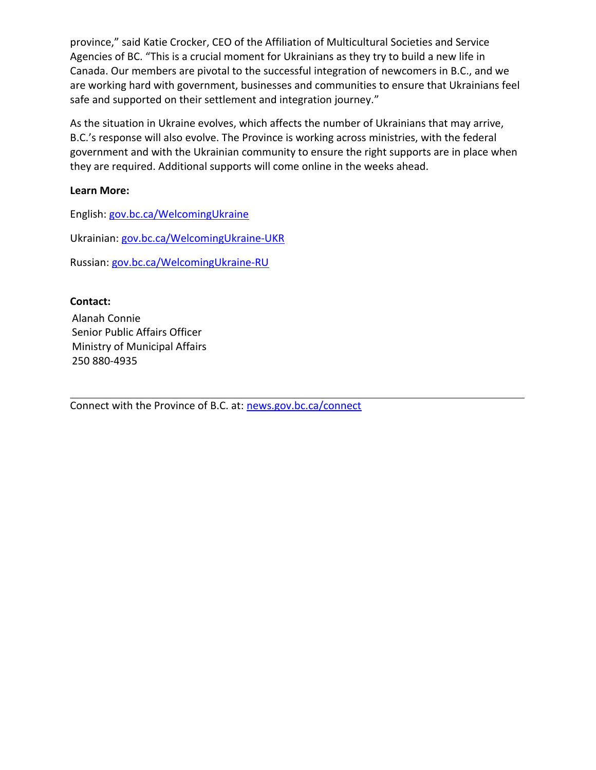province," said Katie Crocker, CEO of the Affiliation of Multicultural Societies and Service Agencies of BC. "This is a crucial moment for Ukrainians as they try to build a new life in Canada. Our members are pivotal to the successful integration of newcomers in B.C., and we are working hard with government, businesses and communities to ensure that Ukrainians feel safe and supported on their settlement and integration journey."

As the situation in Ukraine evolves, which affects the number of Ukrainians that may arrive, B.C.'s response will also evolve. The Province is working across ministries, with the federal government and with the Ukrainian community to ensure the right supports are in place when they are required. Additional supports will come online in the weeks ahead.

**Learn More:**

English: gov.bc.ca/WelcomingUkraine

Ukrainian: gov.bc.ca/WelcomingUkraine-UKR

Russian: gov.bc.ca/WelcomingUkraine-RU

**Contact:**

Alanah Connie
Senior Public Affairs Officer
Ministry of Municipal Affairs
250 880-4935

---

Connect with the Province of B.C. at: news.gov.bc.ca/connect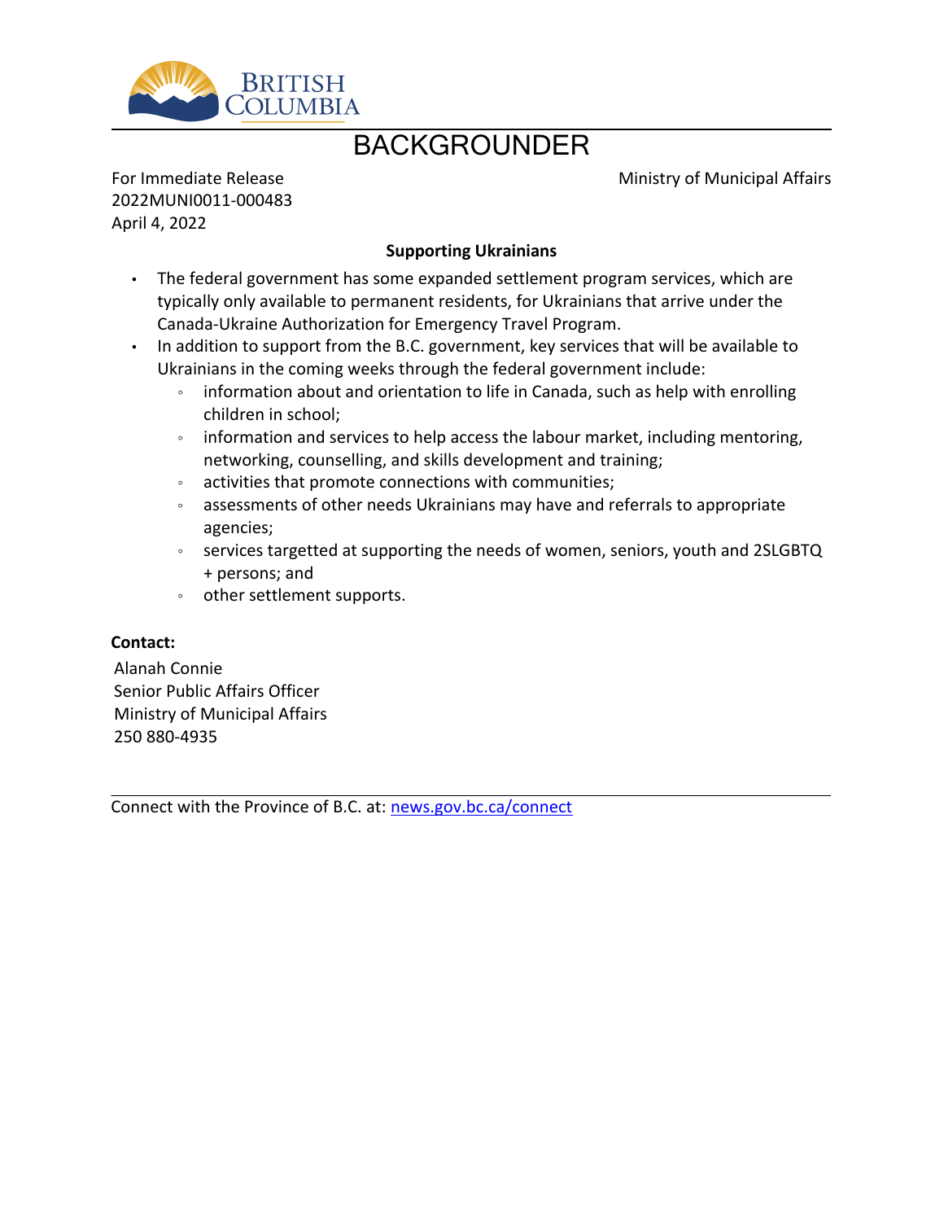# BACKGROUNDER

For Immediate Release
2022MUNI0011-000483
April 4, 2022

Ministry of Municipal Affairs

**Supporting Ukrainians**

- The federal government has some expanded settlement program services, which are typically only available to permanent residents, for Ukrainians that arrive under the Canada-Ukraine Authorization for Emergency Travel Program.
- In addition to support from the B.C. government, key services that will be available to Ukrainians in the coming weeks through the federal government include:
  - information about and orientation to life in Canada, such as help with enrolling children in school;
  - information and services to help access the labour market, including mentoring, networking, counselling, and skills development and training;
  - activities that promote connections with communities;
  - assessments of other needs Ukrainians may have and referrals to appropriate agencies;
  - services targetted at supporting the needs of women, seniors, youth and 2SLGBTQ + persons; and
  - other settlement supports.

**Contact:**

Alanah Connie
Senior Public Affairs Officer
Ministry of Municipal Affairs
250 880-4935

Connect with the Province of B.C. at: news.gov.bc.ca/connect